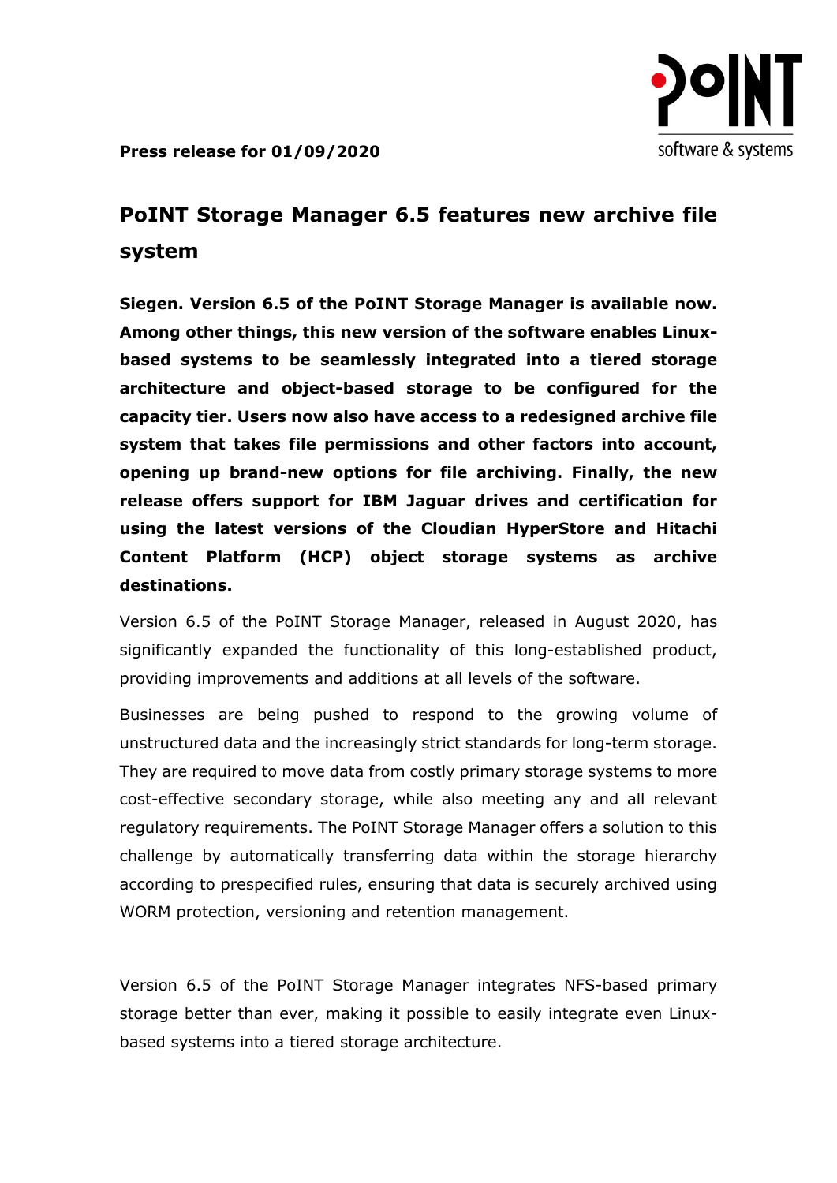**Press release for 01/09/2020**

# PoINT Storage Manager 6.5 features new archive file system

**Siegen. Version 6.5 of the PoINT Storage Manager is available now. Among other things, this new version of the software enables Linux-based systems to be seamlessly integrated into a tiered storage architecture and object-based storage to be configured for the capacity tier. Users now also have access to a redesigned archive file system that takes file permissions and other factors into account, opening up brand-new options for file archiving. Finally, the new release offers support for IBM Jaguar drives and certification for using the latest versions of the Cloudian HyperStore and Hitachi Content Platform (HCP) object storage systems as archive destinations.**

Version 6.5 of the PoINT Storage Manager, released in August 2020, has significantly expanded the functionality of this long-established product, providing improvements and additions at all levels of the software.

Businesses are being pushed to respond to the growing volume of unstructured data and the increasingly strict standards for long-term storage. They are required to move data from costly primary storage systems to more cost-effective secondary storage, while also meeting any and all relevant regulatory requirements. The PoINT Storage Manager offers a solution to this challenge by automatically transferring data within the storage hierarchy according to prespecified rules, ensuring that data is securely archived using WORM protection, versioning and retention management.

Version 6.5 of the PoINT Storage Manager integrates NFS-based primary storage better than ever, making it possible to easily integrate even Linux-based systems into a tiered storage architecture.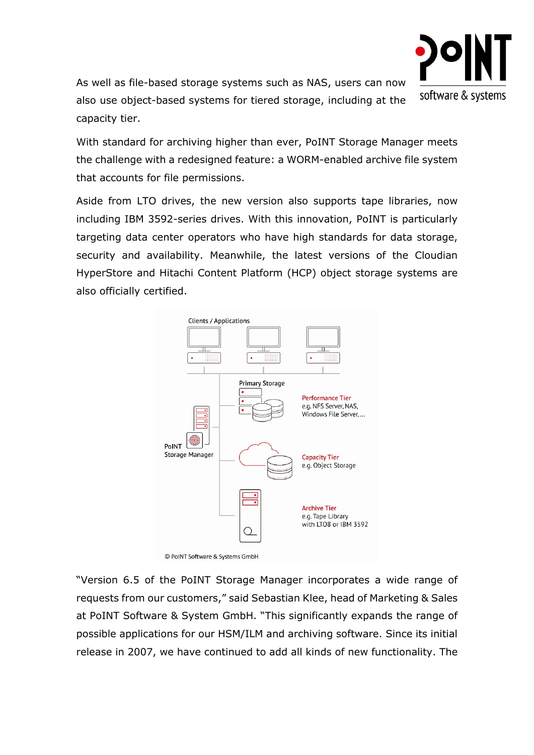As well as file-based storage systems such as NAS, users can now also use object-based systems for tiered storage, including at the capacity tier.

With standard for archiving higher than ever, PoINT Storage Manager meets the challenge with a redesigned feature: a WORM-enabled archive file system that accounts for file permissions.

Aside from LTO drives, the new version also supports tape libraries, now including IBM 3592-series drives. With this innovation, PoINT is particularly targeting data center operators who have high standards for data storage, security and availability. Meanwhile, the latest versions of the Cloudian HyperStore and Hitachi Content Platform (HCP) object storage systems are also officially certified.

“Version 6.5 of the PoINT Storage Manager incorporates a wide range of requests from our customers,” said Sebastian Klee, head of Marketing & Sales at PoINT Software & System GmbH. “This significantly expands the range of possible applications for our HSM/ILM and archiving software. Since its initial release in 2007, we have continued to add all kinds of new functionality. The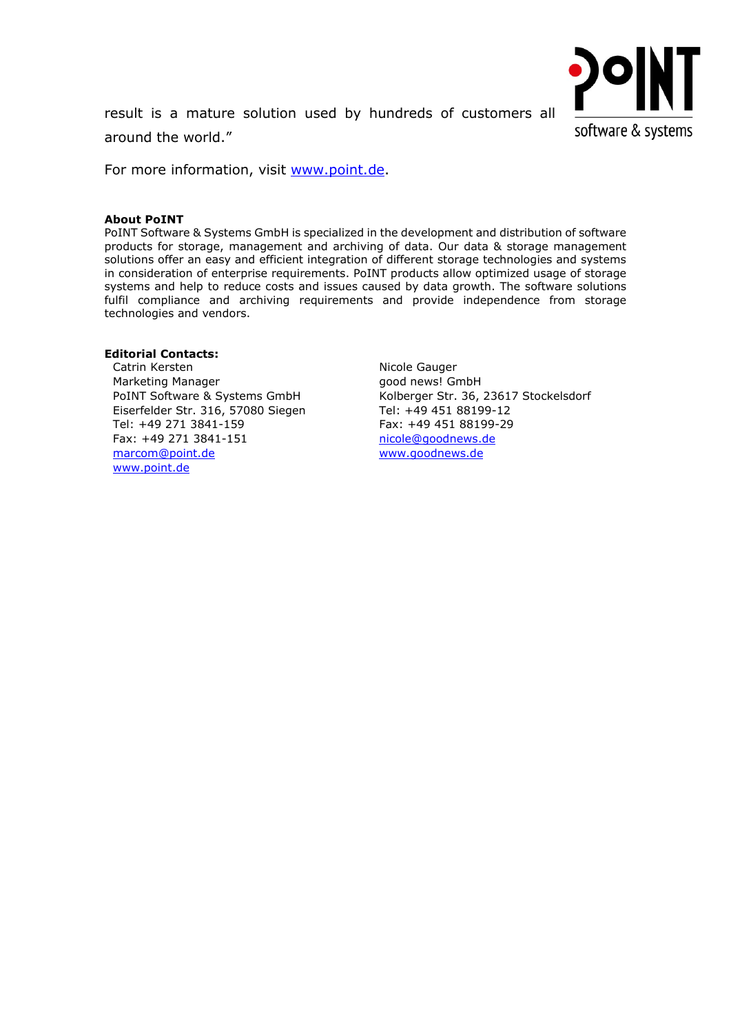result is a mature solution used by hundreds of customers all around the world."

For more information, visit www.point.de.

**About PoINT**
PoINT Software & Systems GmbH is specialized in the development and distribution of software products for storage, management and archiving of data. Our data & storage management solutions offer an easy and efficient integration of different storage technologies and systems in consideration of enterprise requirements. PoINT products allow optimized usage of storage systems and help to reduce costs and issues caused by data growth. The software solutions fulfil compliance and archiving requirements and provide independence from storage technologies and vendors.

**Editorial Contacts:**

Catrin Kersten
Marketing Manager
PoINT Software & Systems GmbH
Eiserfelder Str. 316, 57080 Siegen
Tel: +49 271 3841-159
Fax: +49 271 3841-151
marcom@point.de
www.point.de

Nicole Gauger
good news! GmbH
Kolberger Str. 36, 23617 Stockelsdorf
Tel: +49 451 88199-12
Fax: +49 451 88199-29
nicole@goodnews.de
www.goodnews.de